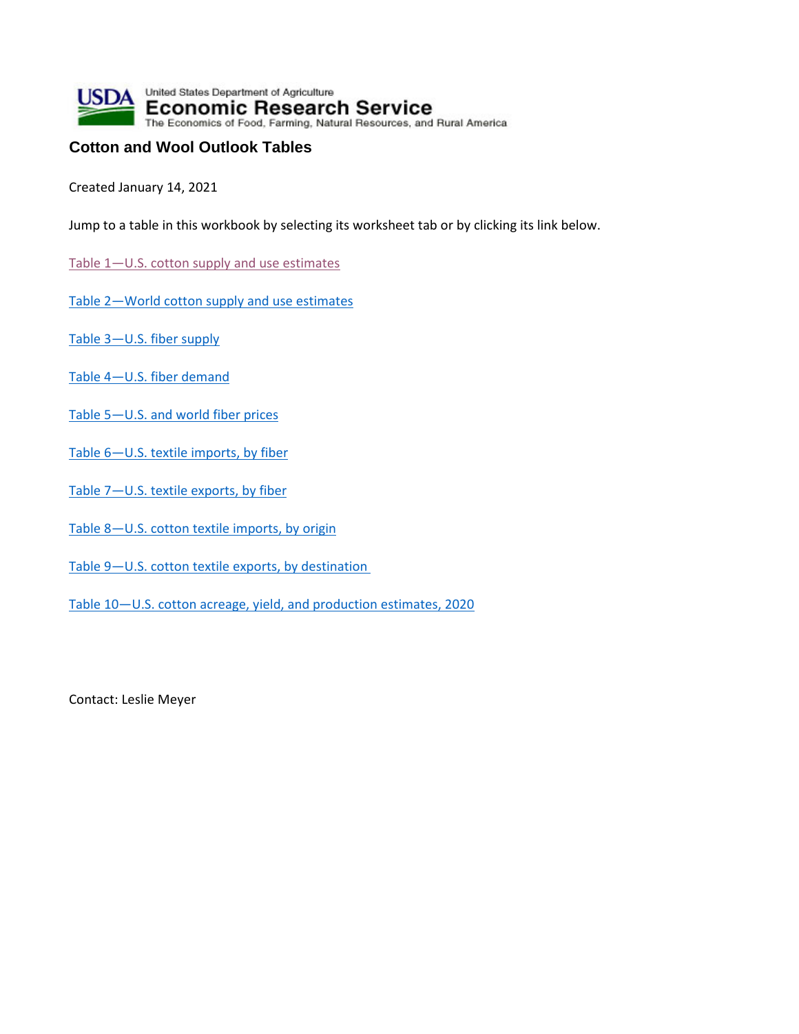United States Department of Agriculture
Economic Research Service
The Economics of Food, Farming, Natural Resources, and Rural America

# Cotton and Wool Outlook Tables

Created January 14, 2021

Jump to a table in this workbook by selecting its worksheet tab or by clicking its link below.

Table 1—U.S. cotton supply and use estimates

Table 2—World cotton supply and use estimates

Table 3—U.S. fiber supply

Table 4—U.S. fiber demand

Table 5—U.S. and world fiber prices

Table 6—U.S. textile imports, by fiber

Table 7—U.S. textile exports, by fiber

Table 8—U.S. cotton textile imports, by origin

Table 9—U.S. cotton textile exports, by destination

Table 10—U.S. cotton acreage, yield, and production estimates, 2020

Contact: Leslie Meyer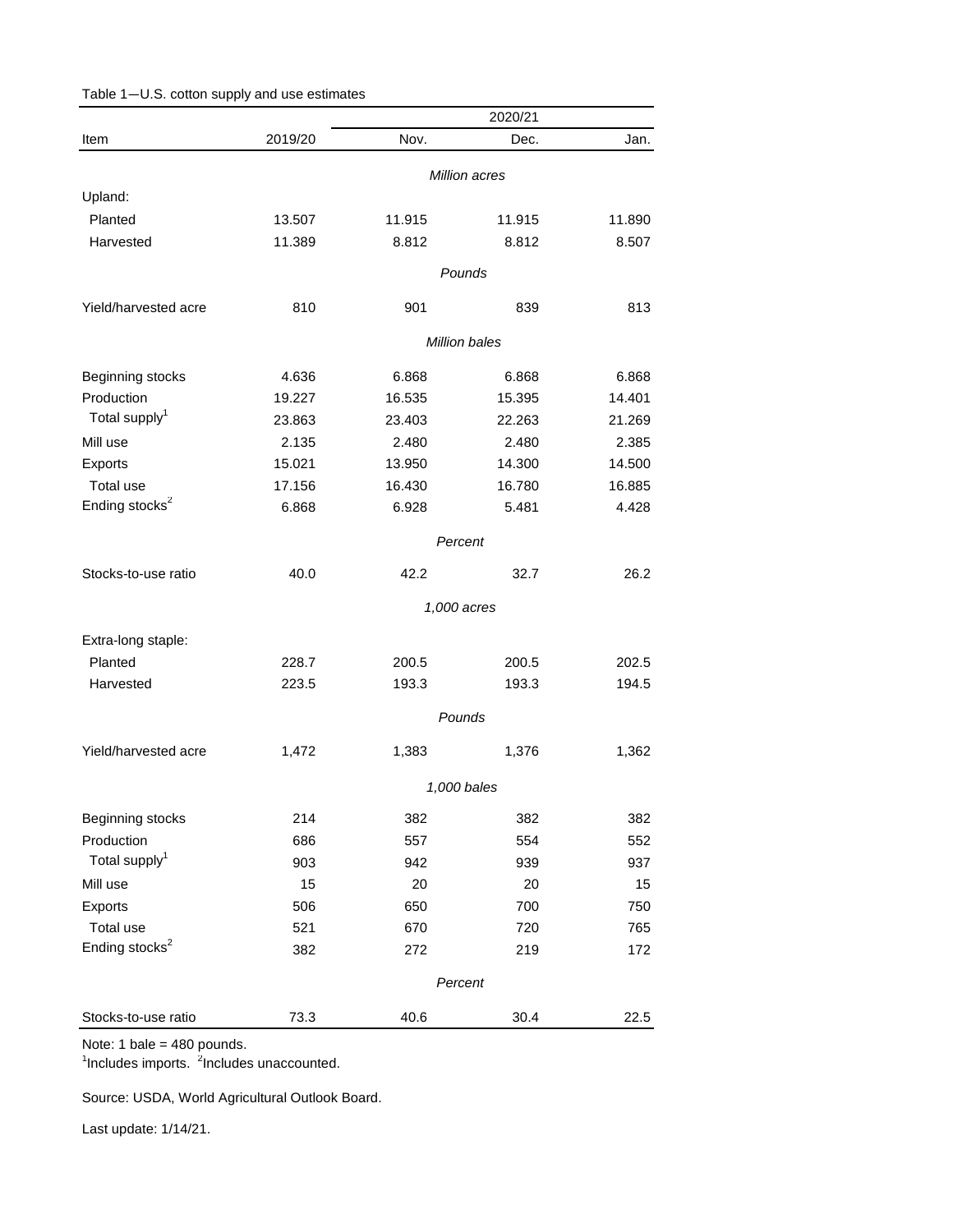Table 1—U.S. cotton supply and use estimates

| Item | 2019/20 | 2020/21 | | |
|---|---|---|---|---|
| | | Nov. | Dec. | Jan. |
| | | *Million acres* | | |
| Upland: | | | | |
| Planted | 13.507 | 11.915 | 11.915 | 11.890 |
| Harvested | 11.389 | 8.812 | 8.812 | 8.507 |
| | | *Pounds* | | |
| Yield/harvested acre | 810 | 901 | 839 | 813 |
| | | *Million bales* | | |
| Beginning stocks | 4.636 | 6.868 | 6.868 | 6.868 |
| Production | 19.227 | 16.535 | 15.395 | 14.401 |
| Total supply[1] | 23.863 | 23.403 | 22.263 | 21.269 |
| Mill use | 2.135 | 2.480 | 2.480 | 2.385 |
| Exports | 15.021 | 13.950 | 14.300 | 14.500 |
| Total use | 17.156 | 16.430 | 16.780 | 16.885 |
| Ending stocks[2] | 6.868 | 6.928 | 5.481 | 4.428 |
| | | *Percent* | | |
| Stocks-to-use ratio | 40.0 | 42.2 | 32.7 | 26.2 |
| | | *1,000 acres* | | |
| Extra-long staple: | | | | |
| Planted | 228.7 | 200.5 | 200.5 | 202.5 |
| Harvested | 223.5 | 193.3 | 193.3 | 194.5 |
| | | *Pounds* | | |
| Yield/harvested acre | 1,472 | 1,383 | 1,376 | 1,362 |
| | | *1,000 bales* | | |
| Beginning stocks | 214 | 382 | 382 | 382 |
| Production | 686 | 557 | 554 | 552 |
| Total supply[1] | 903 | 942 | 939 | 937 |
| Mill use | 15 | 20 | 20 | 15 |
| Exports | 506 | 650 | 700 | 750 |
| Total use | 521 | 670 | 720 | 765 |
| Ending stocks[2] | 382 | 272 | 219 | 172 |
| | | *Percent* | | |
| Stocks-to-use ratio | 73.3 | 40.6 | 30.4 | 22.5 |

Note: 1 bale = 480 pounds.
[1]Includes imports. [2]Includes unaccounted.

Source: USDA, World Agricultural Outlook Board.

Last update: 1/14/21.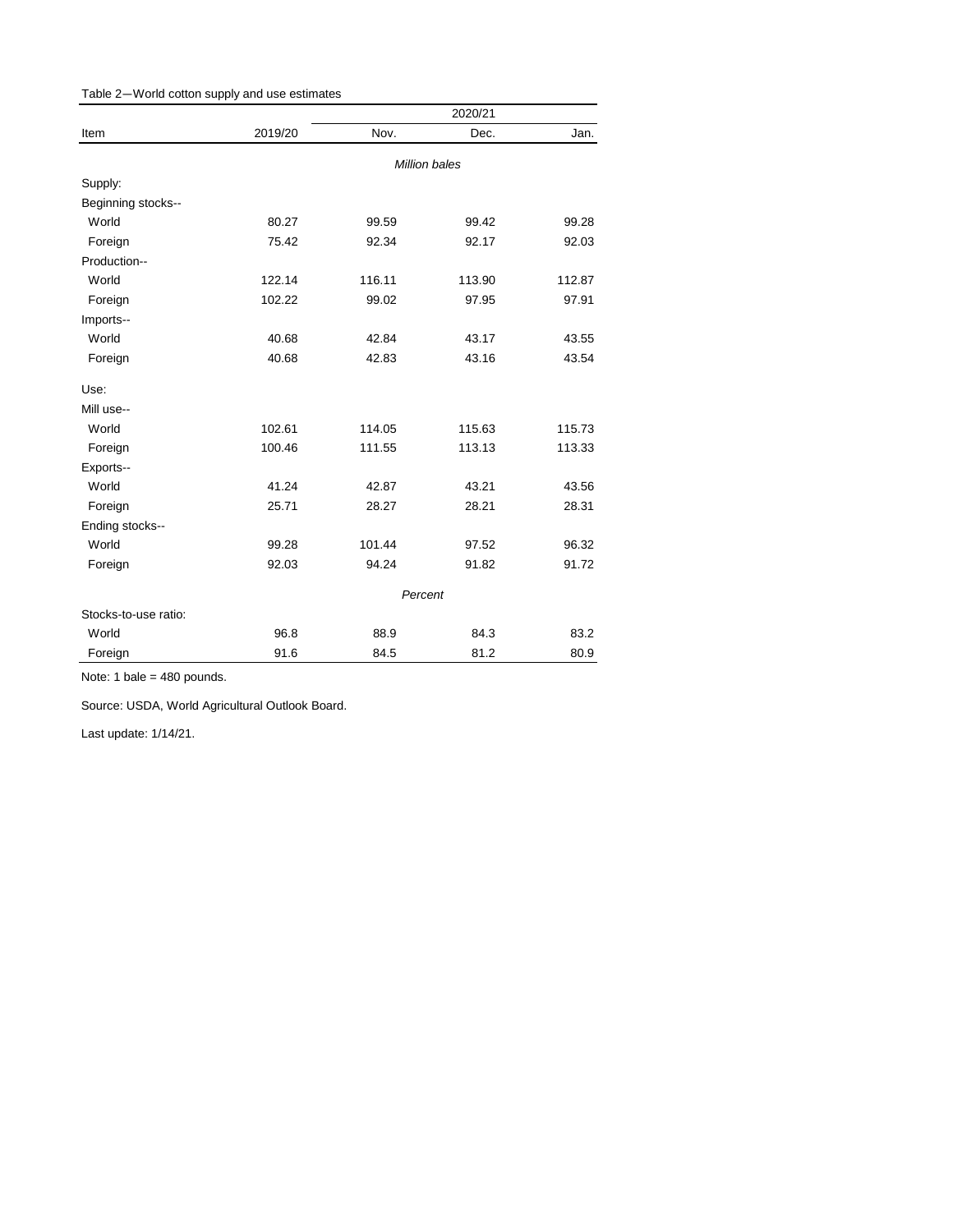Table 2—World cotton supply and use estimates

| Item | 2019/20 | 2020/21 | | |
|---|---|---|---|---|
| | | Nov. | Dec. | Jan. |
| | *Million bales* | | | |
| Supply: | | | | |
| Beginning stocks-- | | | | |
| World | 80.27 | 99.59 | 99.42 | 99.28 |
| Foreign | 75.42 | 92.34 | 92.17 | 92.03 |
| Production-- | | | | |
| World | 122.14 | 116.11 | 113.90 | 112.87 |
| Foreign | 102.22 | 99.02 | 97.95 | 97.91 |
| Imports-- | | | | |
| World | 40.68 | 42.84 | 43.17 | 43.55 |
| Foreign | 40.68 | 42.83 | 43.16 | 43.54 |
| Use: | | | | |
| Mill use-- | | | | |
| World | 102.61 | 114.05 | 115.63 | 115.73 |
| Foreign | 100.46 | 111.55 | 113.13 | 113.33 |
| Exports-- | | | | |
| World | 41.24 | 42.87 | 43.21 | 43.56 |
| Foreign | 25.71 | 28.27 | 28.21 | 28.31 |
| Ending stocks-- | | | | |
| World | 99.28 | 101.44 | 97.52 | 96.32 |
| Foreign | 92.03 | 94.24 | 91.82 | 91.72 |
| | *Percent* | | | |
| Stocks-to-use ratio: | | | | |
| World | 96.8 | 88.9 | 84.3 | 83.2 |
| Foreign | 91.6 | 84.5 | 81.2 | 80.9 |

Note: 1 bale = 480 pounds.

Source: USDA, World Agricultural Outlook Board.

Last update: 1/14/21.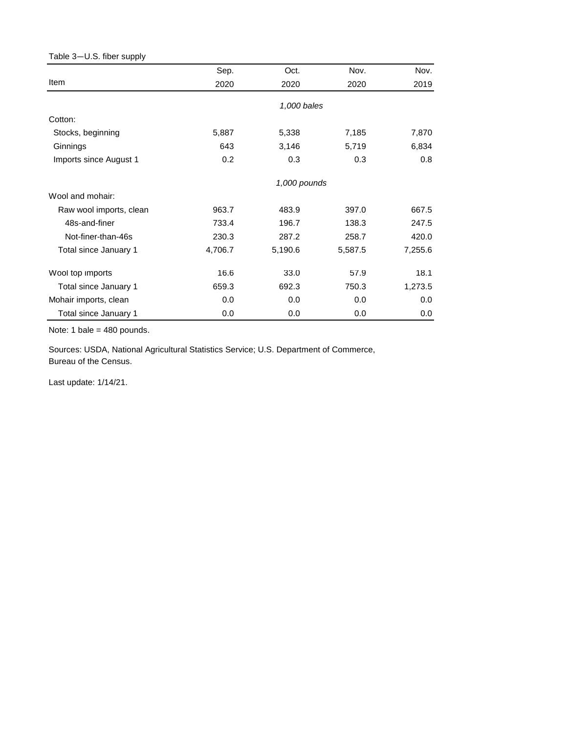Table 3—U.S. fiber supply

| Item | Sep. 2020 | Oct. 2020 | Nov. 2020 | Nov. 2019 |
|---|---|---|---|---|
| | *1,000 bales* | | | |
| Cotton: | | | | |
| Stocks, beginning | 5,887 | 5,338 | 7,185 | 7,870 |
| Ginnings | 643 | 3,146 | 5,719 | 6,834 |
| Imports since August 1 | 0.2 | 0.3 | 0.3 | 0.8 |
| | *1,000 pounds* | | | |
| Wool and mohair: | | | | |
| Raw wool imports, clean | 963.7 | 483.9 | 397.0 | 667.5 |
| 48s-and-finer | 733.4 | 196.7 | 138.3 | 247.5 |
| Not-finer-than-46s | 230.3 | 287.2 | 258.7 | 420.0 |
| Total since January 1 | 4,706.7 | 5,190.6 | 5,587.5 | 7,255.6 |
| Wool top imports | 16.6 | 33.0 | 57.9 | 18.1 |
| Total since January 1 | 659.3 | 692.3 | 750.3 | 1,273.5 |
| Mohair imports, clean | 0.0 | 0.0 | 0.0 | 0.0 |
| Total since January 1 | 0.0 | 0.0 | 0.0 | 0.0 |

Note: 1 bale = 480 pounds.

Sources: USDA, National Agricultural Statistics Service; U.S. Department of Commerce, Bureau of the Census.

Last update: 1/14/21.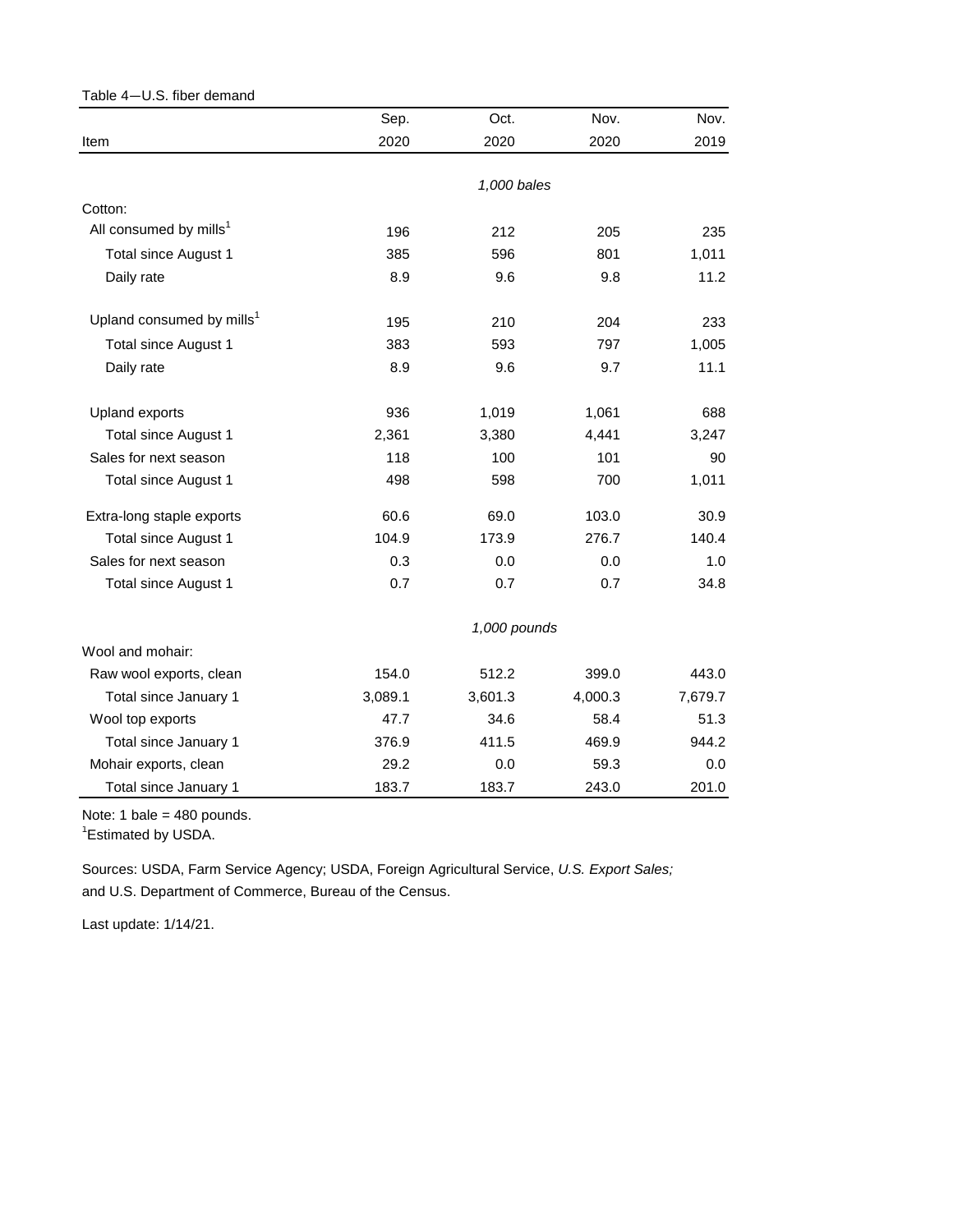Table 4—U.S. fiber demand

| Item | Sep. 2020 | Oct. 2020 | Nov. 2020 | Nov. 2019 |
|---|---|---|---|---|
| | *1,000 bales* | | | |
| Cotton: | | | | |
| All consumed by mills[1] | 196 | 212 | 205 | 235 |
| Total since August 1 | 385 | 596 | 801 | 1,011 |
| Daily rate | 8.9 | 9.6 | 9.8 | 11.2 |
| Upland consumed by mills[1] | 195 | 210 | 204 | 233 |
| Total since August 1 | 383 | 593 | 797 | 1,005 |
| Daily rate | 8.9 | 9.6 | 9.7 | 11.1 |
| Upland exports | 936 | 1,019 | 1,061 | 688 |
| Total since August 1 | 2,361 | 3,380 | 4,441 | 3,247 |
| Sales for next season | 118 | 100 | 101 | 90 |
| Total since August 1 | 498 | 598 | 700 | 1,011 |
| Extra-long staple exports | 60.6 | 69.0 | 103.0 | 30.9 |
| Total since August 1 | 104.9 | 173.9 | 276.7 | 140.4 |
| Sales for next season | 0.3 | 0.0 | 0.0 | 1.0 |
| Total since August 1 | 0.7 | 0.7 | 0.7 | 34.8 |
| | *1,000 pounds* | | | |
| Wool and mohair: | | | | |
| Raw wool exports, clean | 154.0 | 512.2 | 399.0 | 443.0 |
| Total since January 1 | 3,089.1 | 3,601.3 | 4,000.3 | 7,679.7 |
| Wool top exports | 47.7 | 34.6 | 58.4 | 51.3 |
| Total since January 1 | 376.9 | 411.5 | 469.9 | 944.2 |
| Mohair exports, clean | 29.2 | 0.0 | 59.3 | 0.0 |
| Total since January 1 | 183.7 | 183.7 | 243.0 | 201.0 |

Note: 1 bale = 480 pounds.

[1]Estimated by USDA.

Sources: USDA, Farm Service Agency; USDA, Foreign Agricultural Service, *U.S. Export Sales;* and U.S. Department of Commerce, Bureau of the Census.

Last update: 1/14/21.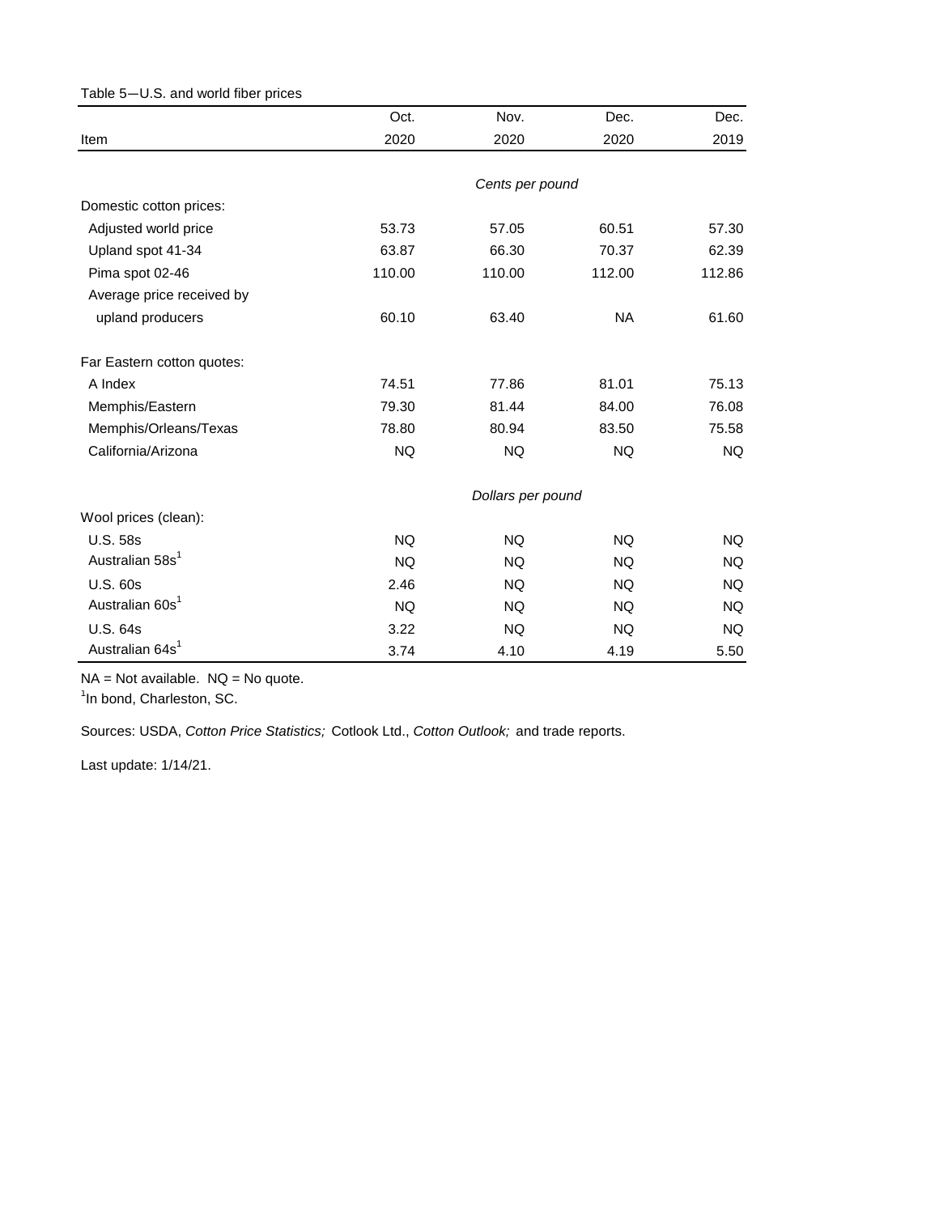Table 5—U.S. and world fiber prices

| Item | Oct. 2020 | Nov. 2020 | Dec. 2020 | Dec. 2019 |
|---|---|---|---|---|
| | *Cents per pound* | | | |
| Domestic cotton prices: | | | | |
| Adjusted world price | 53.73 | 57.05 | 60.51 | 57.30 |
| Upland spot 41-34 | 63.87 | 66.30 | 70.37 | 62.39 |
| Pima spot 02-46 | 110.00 | 110.00 | 112.00 | 112.86 |
| Average price received by upland producers | 60.10 | 63.40 | NA | 61.60 |
| Far Eastern cotton quotes: | | | | |
| A Index | 74.51 | 77.86 | 81.01 | 75.13 |
| Memphis/Eastern | 79.30 | 81.44 | 84.00 | 76.08 |
| Memphis/Orleans/Texas | 78.80 | 80.94 | 83.50 | 75.58 |
| California/Arizona | NQ | NQ | NQ | NQ |
| | *Dollars per pound* | | | |
| Wool prices (clean): | | | | |
| U.S. 58s | NQ | NQ | NQ | NQ |
| Australian 58s[1] | NQ | NQ | NQ | NQ |
| U.S. 60s | 2.46 | NQ | NQ | NQ |
| Australian 60s[1] | NQ | NQ | NQ | NQ |
| U.S. 64s | 3.22 | NQ | NQ | NQ |
| Australian 64s[1] | 3.74 | 4.10 | 4.19 | 5.50 |

NA = Not available. NQ = No quote.

[1]In bond, Charleston, SC.

Sources: USDA, *Cotton Price Statistics;* Cotlook Ltd., *Cotton Outlook;* and trade reports.

Last update: 1/14/21.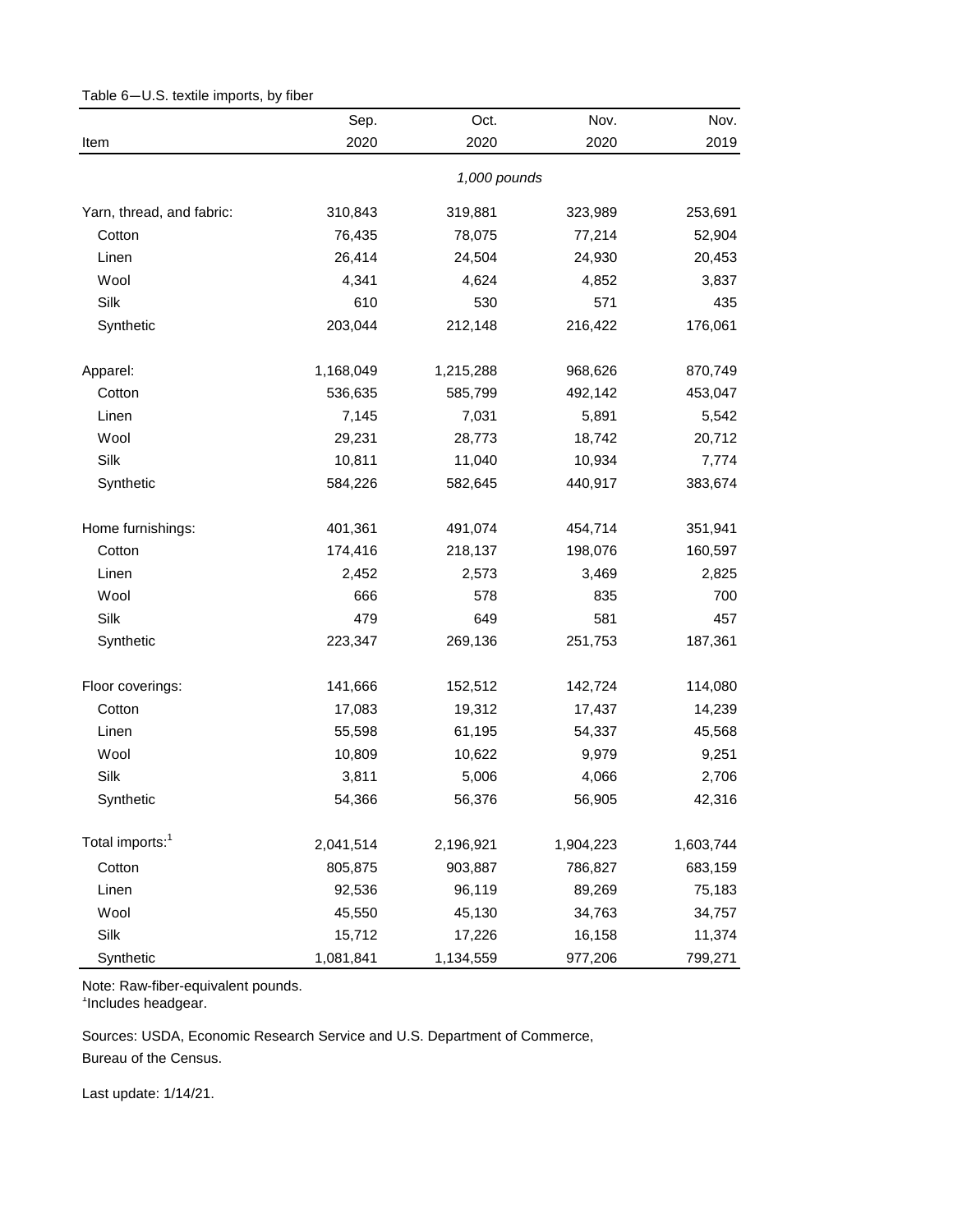Table 6—U.S. textile imports, by fiber

| Item | Sep. 2020 | Oct. 2020 | Nov. 2020 | Nov. 2019 |
|---|---|---|---|---|
| | 1,000 pounds | | | |
| Yarn, thread, and fabric: | 310,843 | 319,881 | 323,989 | 253,691 |
| Cotton | 76,435 | 78,075 | 77,214 | 52,904 |
| Linen | 26,414 | 24,504 | 24,930 | 20,453 |
| Wool | 4,341 | 4,624 | 4,852 | 3,837 |
| Silk | 610 | 530 | 571 | 435 |
| Synthetic | 203,044 | 212,148 | 216,422 | 176,061 |
| Apparel: | 1,168,049 | 1,215,288 | 968,626 | 870,749 |
| Cotton | 536,635 | 585,799 | 492,142 | 453,047 |
| Linen | 7,145 | 7,031 | 5,891 | 5,542 |
| Wool | 29,231 | 28,773 | 18,742 | 20,712 |
| Silk | 10,811 | 11,040 | 10,934 | 7,774 |
| Synthetic | 584,226 | 582,645 | 440,917 | 383,674 |
| Home furnishings: | 401,361 | 491,074 | 454,714 | 351,941 |
| Cotton | 174,416 | 218,137 | 198,076 | 160,597 |
| Linen | 2,452 | 2,573 | 3,469 | 2,825 |
| Wool | 666 | 578 | 835 | 700 |
| Silk | 479 | 649 | 581 | 457 |
| Synthetic | 223,347 | 269,136 | 251,753 | 187,361 |
| Floor coverings: | 141,666 | 152,512 | 142,724 | 114,080 |
| Cotton | 17,083 | 19,312 | 17,437 | 14,239 |
| Linen | 55,598 | 61,195 | 54,337 | 45,568 |
| Wool | 10,809 | 10,622 | 9,979 | 9,251 |
| Silk | 3,811 | 5,006 | 4,066 | 2,706 |
| Synthetic | 54,366 | 56,376 | 56,905 | 42,316 |
| Total imports:[1] | 2,041,514 | 2,196,921 | 1,904,223 | 1,603,744 |
| Cotton | 805,875 | 903,887 | 786,827 | 683,159 |
| Linen | 92,536 | 96,119 | 89,269 | 75,183 |
| Wool | 45,550 | 45,130 | 34,763 | 34,757 |
| Silk | 15,712 | 17,226 | 16,158 | 11,374 |
| Synthetic | 1,081,841 | 1,134,559 | 977,206 | 799,271 |

Note: Raw-fiber-equivalent pounds.
[1]Includes headgear.

Sources: USDA, Economic Research Service and U.S. Department of Commerce, Bureau of the Census.

Last update: 1/14/21.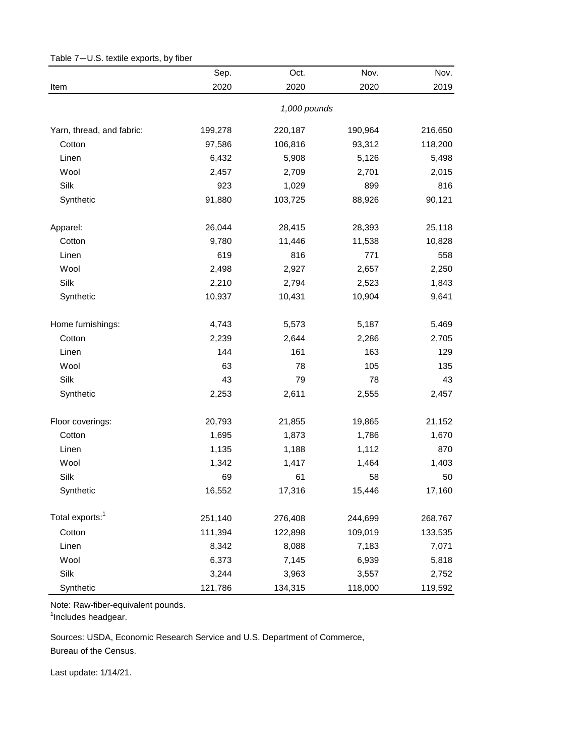Table 7—U.S. textile exports, by fiber

| Item | Sep. 2020 | Oct. 2020 | Nov. 2020 | Nov. 2019 |
|---|---|---|---|---|
| | | *1,000 pounds* | | |
| Yarn, thread, and fabric: | 199,278 | 220,187 | 190,964 | 216,650 |
| Cotton | 97,586 | 106,816 | 93,312 | 118,200 |
| Linen | 6,432 | 5,908 | 5,126 | 5,498 |
| Wool | 2,457 | 2,709 | 2,701 | 2,015 |
| Silk | 923 | 1,029 | 899 | 816 |
| Synthetic | 91,880 | 103,725 | 88,926 | 90,121 |
| Apparel: | 26,044 | 28,415 | 28,393 | 25,118 |
| Cotton | 9,780 | 11,446 | 11,538 | 10,828 |
| Linen | 619 | 816 | 771 | 558 |
| Wool | 2,498 | 2,927 | 2,657 | 2,250 |
| Silk | 2,210 | 2,794 | 2,523 | 1,843 |
| Synthetic | 10,937 | 10,431 | 10,904 | 9,641 |
| Home furnishings: | 4,743 | 5,573 | 5,187 | 5,469 |
| Cotton | 2,239 | 2,644 | 2,286 | 2,705 |
| Linen | 144 | 161 | 163 | 129 |
| Wool | 63 | 78 | 105 | 135 |
| Silk | 43 | 79 | 78 | 43 |
| Synthetic | 2,253 | 2,611 | 2,555 | 2,457 |
| Floor coverings: | 20,793 | 21,855 | 19,865 | 21,152 |
| Cotton | 1,695 | 1,873 | 1,786 | 1,670 |
| Linen | 1,135 | 1,188 | 1,112 | 870 |
| Wool | 1,342 | 1,417 | 1,464 | 1,403 |
| Silk | 69 | 61 | 58 | 50 |
| Synthetic | 16,552 | 17,316 | 15,446 | 17,160 |
| Total exports:[1] | 251,140 | 276,408 | 244,699 | 268,767 |
| Cotton | 111,394 | 122,898 | 109,019 | 133,535 |
| Linen | 8,342 | 8,088 | 7,183 | 7,071 |
| Wool | 6,373 | 7,145 | 6,939 | 5,818 |
| Silk | 3,244 | 3,963 | 3,557 | 2,752 |
| Synthetic | 121,786 | 134,315 | 118,000 | 119,592 |

Note: Raw-fiber-equivalent pounds.

[1]Includes headgear.

Sources: USDA, Economic Research Service and U.S. Department of Commerce, Bureau of the Census.

Last update: 1/14/21.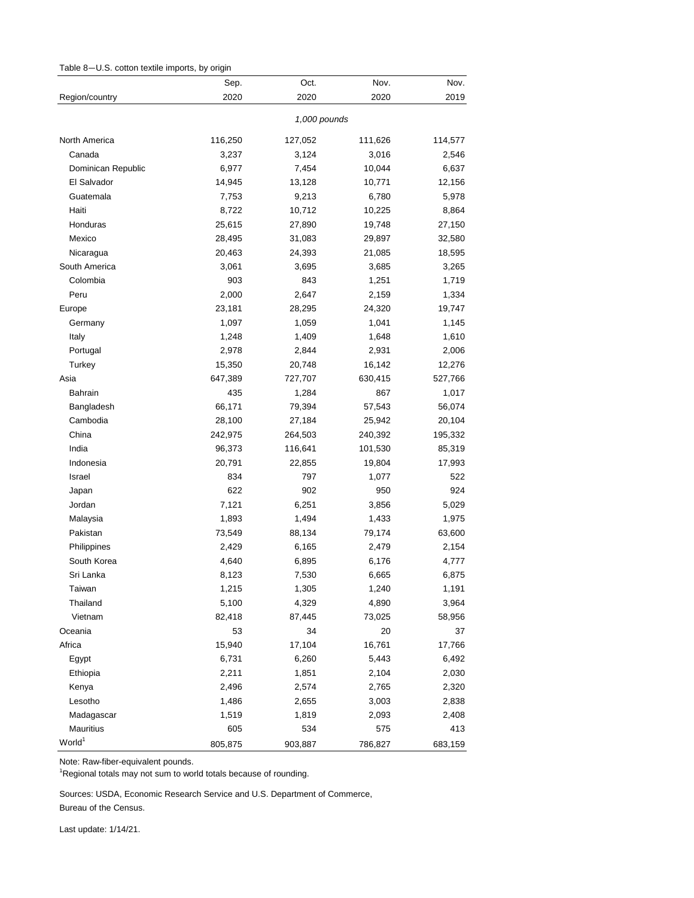Table 8—U.S. cotton textile imports, by origin

| Region/country | Sep. 2020 | Oct. 2020 | Nov. 2020 | Nov. 2019 |
|---|---|---|---|---|
| | *1,000 pounds* | | | |
| North America | 116,250 | 127,052 | 111,626 | 114,577 |
| Canada | 3,237 | 3,124 | 3,016 | 2,546 |
| Dominican Republic | 6,977 | 7,454 | 10,044 | 6,637 |
| El Salvador | 14,945 | 13,128 | 10,771 | 12,156 |
| Guatemala | 7,753 | 9,213 | 6,780 | 5,978 |
| Haiti | 8,722 | 10,712 | 10,225 | 8,864 |
| Honduras | 25,615 | 27,890 | 19,748 | 27,150 |
| Mexico | 28,495 | 31,083 | 29,897 | 32,580 |
| Nicaragua | 20,463 | 24,393 | 21,085 | 18,595 |
| South America | 3,061 | 3,695 | 3,685 | 3,265 |
| Colombia | 903 | 843 | 1,251 | 1,719 |
| Peru | 2,000 | 2,647 | 2,159 | 1,334 |
| Europe | 23,181 | 28,295 | 24,320 | 19,747 |
| Germany | 1,097 | 1,059 | 1,041 | 1,145 |
| Italy | 1,248 | 1,409 | 1,648 | 1,610 |
| Portugal | 2,978 | 2,844 | 2,931 | 2,006 |
| Turkey | 15,350 | 20,748 | 16,142 | 12,276 |
| Asia | 647,389 | 727,707 | 630,415 | 527,766 |
| Bahrain | 435 | 1,284 | 867 | 1,017 |
| Bangladesh | 66,171 | 79,394 | 57,543 | 56,074 |
| Cambodia | 28,100 | 27,184 | 25,942 | 20,104 |
| China | 242,975 | 264,503 | 240,392 | 195,332 |
| India | 96,373 | 116,641 | 101,530 | 85,319 |
| Indonesia | 20,791 | 22,855 | 19,804 | 17,993 |
| Israel | 834 | 797 | 1,077 | 522 |
| Japan | 622 | 902 | 950 | 924 |
| Jordan | 7,121 | 6,251 | 3,856 | 5,029 |
| Malaysia | 1,893 | 1,494 | 1,433 | 1,975 |
| Pakistan | 73,549 | 88,134 | 79,174 | 63,600 |
| Philippines | 2,429 | 6,165 | 2,479 | 2,154 |
| South Korea | 4,640 | 6,895 | 6,176 | 4,777 |
| Sri Lanka | 8,123 | 7,530 | 6,665 | 6,875 |
| Taiwan | 1,215 | 1,305 | 1,240 | 1,191 |
| Thailand | 5,100 | 4,329 | 4,890 | 3,964 |
| Vietnam | 82,418 | 87,445 | 73,025 | 58,956 |
| Oceania | 53 | 34 | 20 | 37 |
| Africa | 15,940 | 17,104 | 16,761 | 17,766 |
| Egypt | 6,731 | 6,260 | 5,443 | 6,492 |
| Ethiopia | 2,211 | 1,851 | 2,104 | 2,030 |
| Kenya | 2,496 | 2,574 | 2,765 | 2,320 |
| Lesotho | 1,486 | 2,655 | 3,003 | 2,838 |
| Madagascar | 1,519 | 1,819 | 2,093 | 2,408 |
| Mauritius | 605 | 534 | 575 | 413 |
| World[1] | 805,875 | 903,887 | 786,827 | 683,159 |

Note: Raw-fiber-equivalent pounds.

[1]Regional totals may not sum to world totals because of rounding.

Sources: USDA, Economic Research Service and U.S. Department of Commerce, Bureau of the Census.

Last update: 1/14/21.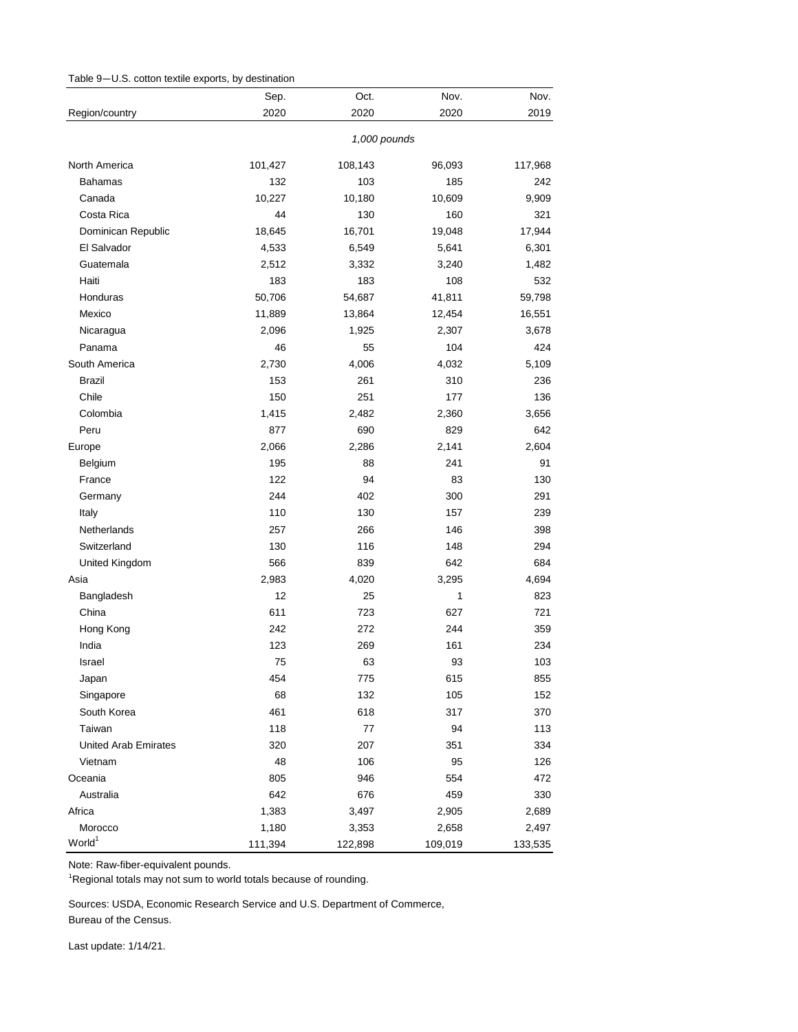Table 9—U.S. cotton textile exports, by destination

| Region/country | Sep. 2020 | Oct. 2020 | Nov. 2020 | Nov. 2019 |
|---|---|---|---|---|
| | *1,000 pounds* | | | |
| North America | 101,427 | 108,143 | 96,093 | 117,968 |
| Bahamas | 132 | 103 | 185 | 242 |
| Canada | 10,227 | 10,180 | 10,609 | 9,909 |
| Costa Rica | 44 | 130 | 160 | 321 |
| Dominican Republic | 18,645 | 16,701 | 19,048 | 17,944 |
| El Salvador | 4,533 | 6,549 | 5,641 | 6,301 |
| Guatemala | 2,512 | 3,332 | 3,240 | 1,482 |
| Haiti | 183 | 183 | 108 | 532 |
| Honduras | 50,706 | 54,687 | 41,811 | 59,798 |
| Mexico | 11,889 | 13,864 | 12,454 | 16,551 |
| Nicaragua | 2,096 | 1,925 | 2,307 | 3,678 |
| Panama | 46 | 55 | 104 | 424 |
| South America | 2,730 | 4,006 | 4,032 | 5,109 |
| Brazil | 153 | 261 | 310 | 236 |
| Chile | 150 | 251 | 177 | 136 |
| Colombia | 1,415 | 2,482 | 2,360 | 3,656 |
| Peru | 877 | 690 | 829 | 642 |
| Europe | 2,066 | 2,286 | 2,141 | 2,604 |
| Belgium | 195 | 88 | 241 | 91 |
| France | 122 | 94 | 83 | 130 |
| Germany | 244 | 402 | 300 | 291 |
| Italy | 110 | 130 | 157 | 239 |
| Netherlands | 257 | 266 | 146 | 398 |
| Switzerland | 130 | 116 | 148 | 294 |
| United Kingdom | 566 | 839 | 642 | 684 |
| Asia | 2,983 | 4,020 | 3,295 | 4,694 |
| Bangladesh | 12 | 25 | 1 | 823 |
| China | 611 | 723 | 627 | 721 |
| Hong Kong | 242 | 272 | 244 | 359 |
| India | 123 | 269 | 161 | 234 |
| Israel | 75 | 63 | 93 | 103 |
| Japan | 454 | 775 | 615 | 855 |
| Singapore | 68 | 132 | 105 | 152 |
| South Korea | 461 | 618 | 317 | 370 |
| Taiwan | 118 | 77 | 94 | 113 |
| United Arab Emirates | 320 | 207 | 351 | 334 |
| Vietnam | 48 | 106 | 95 | 126 |
| Oceania | 805 | 946 | 554 | 472 |
| Australia | 642 | 676 | 459 | 330 |
| Africa | 1,383 | 3,497 | 2,905 | 2,689 |
| Morocco | 1,180 | 3,353 | 2,658 | 2,497 |
| World[1] | 111,394 | 122,898 | 109,019 | 133,535 |

Note: Raw-fiber-equivalent pounds.

[1]Regional totals may not sum to world totals because of rounding.

Sources: USDA, Economic Research Service and U.S. Department of Commerce, Bureau of the Census.

Last update: 1/14/21.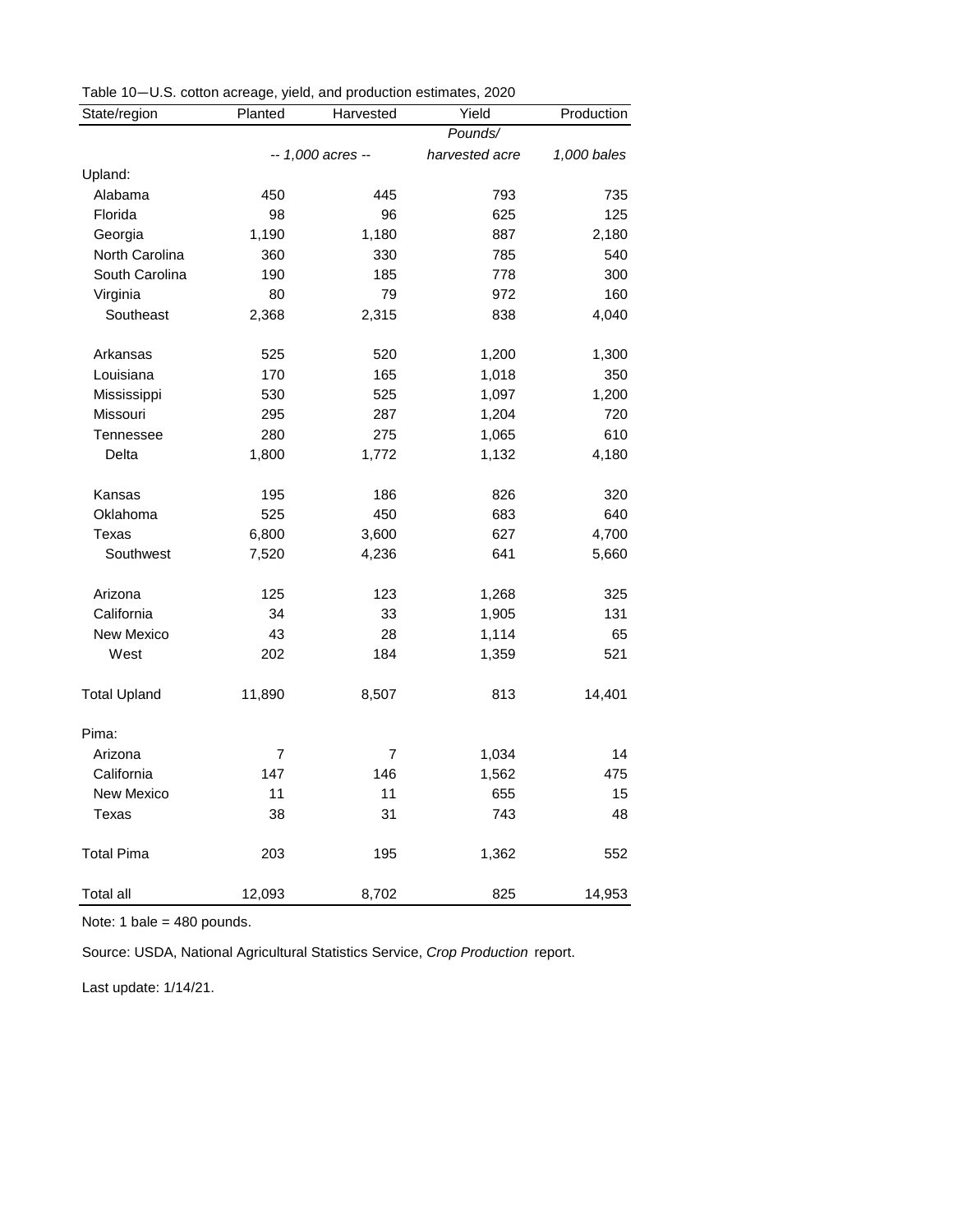Table 10—U.S. cotton acreage, yield, and production estimates, 2020

| State/region | Planted | Harvested | Yield | Production |
|---|---|---|---|---|
| | | | *Pounds/* | |
| | *-- 1,000 acres --* | | *harvested acre* | *1,000 bales* |
| Upland: | | | | |
| Alabama | 450 | 445 | 793 | 735 |
| Florida | 98 | 96 | 625 | 125 |
| Georgia | 1,190 | 1,180 | 887 | 2,180 |
| North Carolina | 360 | 330 | 785 | 540 |
| South Carolina | 190 | 185 | 778 | 300 |
| Virginia | 80 | 79 | 972 | 160 |
| Southeast | 2,368 | 2,315 | 838 | 4,040 |
| | | | | |
| Arkansas | 525 | 520 | 1,200 | 1,300 |
| Louisiana | 170 | 165 | 1,018 | 350 |
| Mississippi | 530 | 525 | 1,097 | 1,200 |
| Missouri | 295 | 287 | 1,204 | 720 |
| Tennessee | 280 | 275 | 1,065 | 610 |
| Delta | 1,800 | 1,772 | 1,132 | 4,180 |
| | | | | |
| Kansas | 195 | 186 | 826 | 320 |
| Oklahoma | 525 | 450 | 683 | 640 |
| Texas | 6,800 | 3,600 | 627 | 4,700 |
| Southwest | 7,520 | 4,236 | 641 | 5,660 |
| | | | | |
| Arizona | 125 | 123 | 1,268 | 325 |
| California | 34 | 33 | 1,905 | 131 |
| New Mexico | 43 | 28 | 1,114 | 65 |
| West | 202 | 184 | 1,359 | 521 |
| | | | | |
| Total Upland | 11,890 | 8,507 | 813 | 14,401 |
| | | | | |
| Pima: | | | | |
| Arizona | 7 | 7 | 1,034 | 14 |
| California | 147 | 146 | 1,562 | 475 |
| New Mexico | 11 | 11 | 655 | 15 |
| Texas | 38 | 31 | 743 | 48 |
| | | | | |
| Total Pima | 203 | 195 | 1,362 | 552 |
| | | | | |
| Total all | 12,093 | 8,702 | 825 | 14,953 |

Note: 1 bale = 480 pounds.

Source: USDA, National Agricultural Statistics Service, *Crop Production* report.

Last update: 1/14/21.